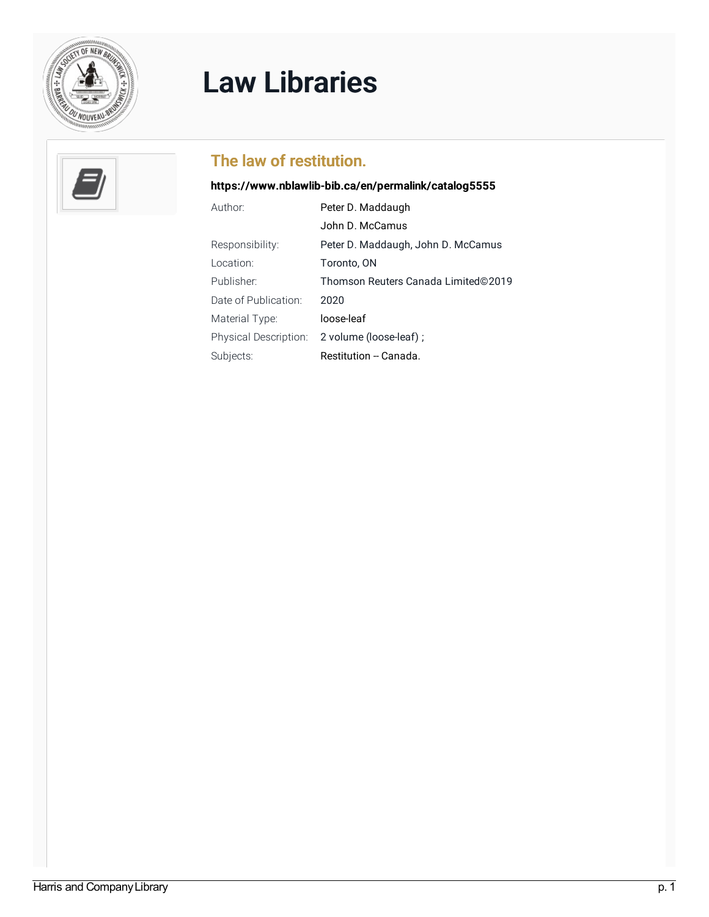# Law Libraries

## The law of restitution.

**https://www.nblawlib-bib.ca/en/permalink/catalog5555**

| | |
|---|---|
| Author: | Peter D. Maddaugh |
| | John D. McCamus |
| Responsibility: | Peter D. Maddaugh, John D. McCamus |
| Location: | Toronto, ON |
| Publisher: | Thomson Reuters Canada Limited©2019 |
| Date of Publication: | 2020 |
| Material Type: | loose-leaf |
| Physical Description: | 2 volume (loose-leaf) ; |
| Subjects: | Restitution -- Canada. |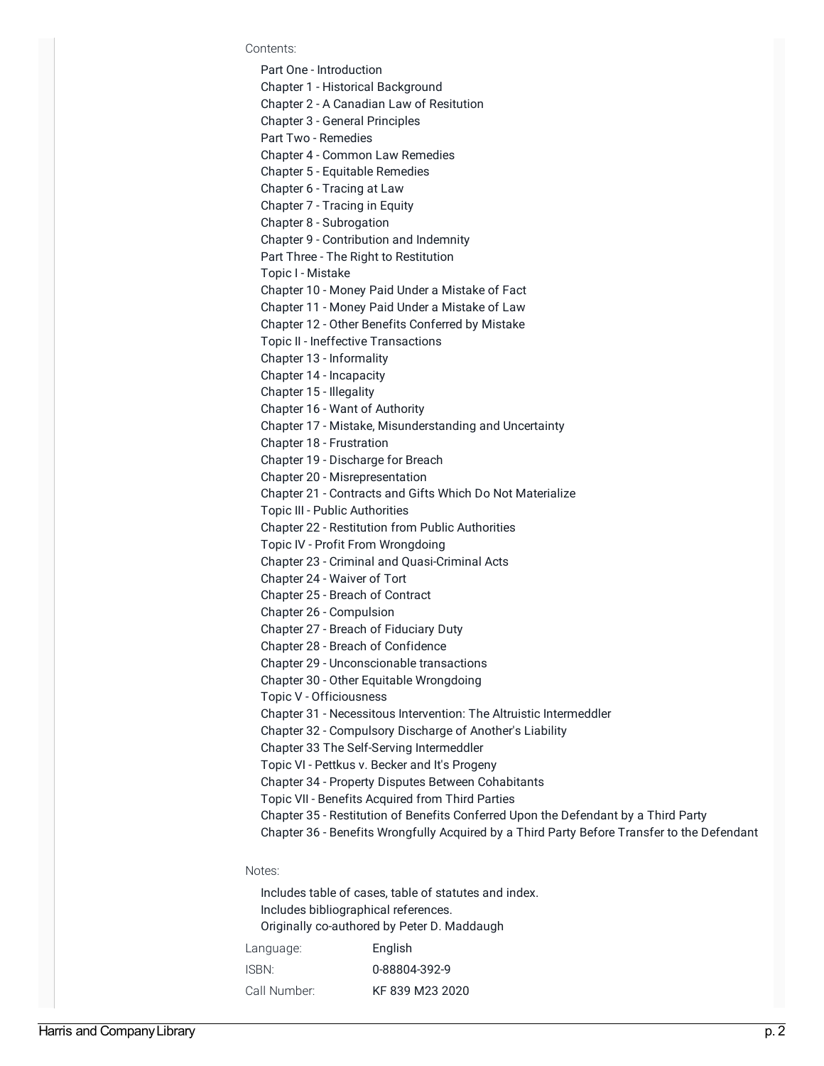Contents:

Part One - Introduction
Chapter 1 - Historical Background
Chapter 2 - A Canadian Law of Resitution
Chapter 3 - General Principles
Part Two - Remedies
Chapter 4 - Common Law Remedies
Chapter 5 - Equitable Remedies
Chapter 6 - Tracing at Law
Chapter 7 - Tracing in Equity
Chapter 8 - Subrogation
Chapter 9 - Contribution and Indemnity
Part Three - The Right to Restitution
Topic I - Mistake
Chapter 10 - Money Paid Under a Mistake of Fact
Chapter 11 - Money Paid Under a Mistake of Law
Chapter 12 - Other Benefits Conferred by Mistake
Topic II - Ineffective Transactions
Chapter 13 - Informality
Chapter 14 - Incapacity
Chapter 15 - Illegality
Chapter 16 - Want of Authority
Chapter 17 - Mistake, Misunderstanding and Uncertainty
Chapter 18 - Frustration
Chapter 19 - Discharge for Breach
Chapter 20 - Misrepresentation
Chapter 21 - Contracts and Gifts Which Do Not Materialize
Topic III - Public Authorities
Chapter 22 - Restitution from Public Authorities
Topic IV - Profit From Wrongdoing
Chapter 23 - Criminal and Quasi-Criminal Acts
Chapter 24 - Waiver of Tort
Chapter 25 - Breach of Contract
Chapter 26 - Compulsion
Chapter 27 - Breach of Fiduciary Duty
Chapter 28 - Breach of Confidence
Chapter 29 - Unconscionable transactions
Chapter 30 - Other Equitable Wrongdoing
Topic V - Officiousness
Chapter 31 - Necessitous Intervention: The Altruistic Intermeddler
Chapter 32 - Compulsory Discharge of Another's Liability
Chapter 33 The Self-Serving Intermeddler
Topic VI - Pettkus v. Becker and It's Progeny
Chapter 34 - Property Disputes Between Cohabitants
Topic VII - Benefits Acquired from Third Parties
Chapter 35 - Restitution of Benefits Conferred Upon the Defendant by a Third Party
Chapter 36 - Benefits Wrongfully Acquired by a Third Party Before Transfer to the Defendant

Notes:

Includes table of cases, table of statutes and index.
Includes bibliographical references.
Originally co-authored by Peter D. Maddaugh

| | |
|---|---|
| Language: | English |
| ISBN: | 0-88804-392-9 |
| Call Number: | KF 839 M23 2020 |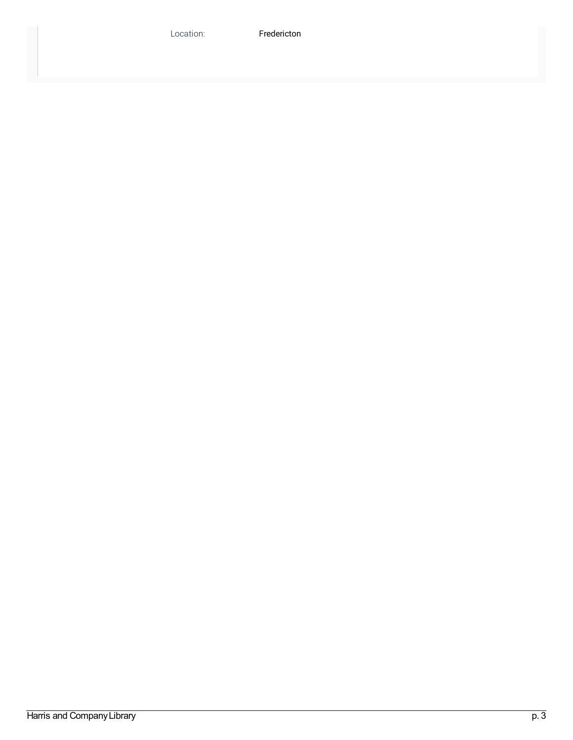| | |
|---|---|
| Location: | Fredericton |